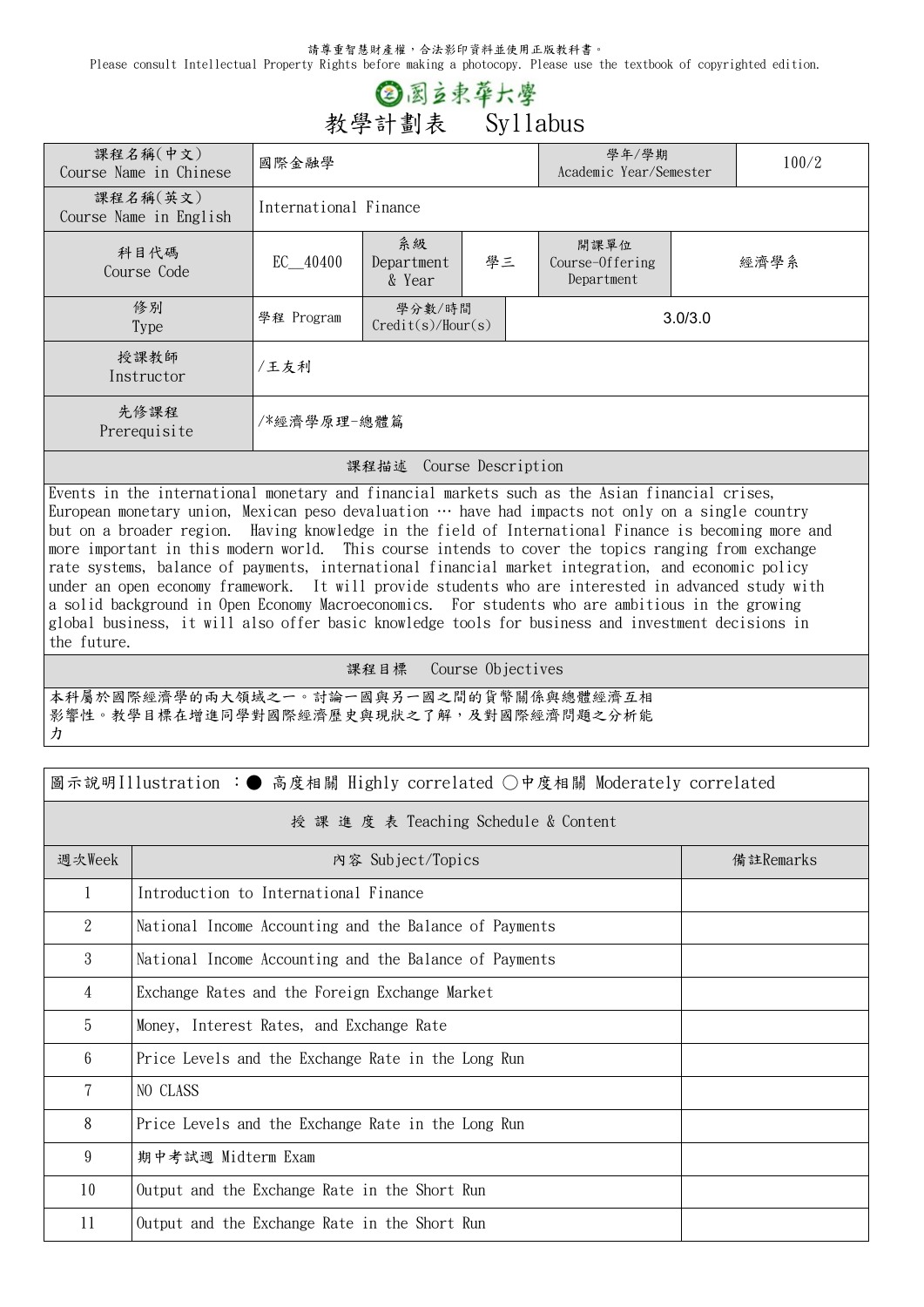請尊重智慧財產權，合法影印資料並使用正版教科書。
Please consult Intellectual Property Rights before making a photocopy. Please use the textbook of copyrighted edition.

# 國立東華大學

## 教學計劃表　Syllabus

| 課程名稱(中文) Course Name in Chinese | 國際金融學 | | | 學年/學期 Academic Year/Semester | 100/2 |
|---|---|---|---|---|---|
| 課程名稱(英文) Course Name in English | International Finance | | | | |
| 科目代碼 Course Code | EC__40400 | 系級 Department & Year | 學三 | 開課單位 Course-Offering Department | 經濟學系 |
| 修別 Type | 學程 Program | 學分數/時間 Credit(s)/Hour(s) | 3.0/3.0 | | |
| 授課教師 Instructor | /王友利 | | | | |
| 先修課程 Prerequisite | /*經濟學原理-總體篇 | | | | |

### 課程描述　Course Description

Events in the international monetary and financial markets such as the Asian financial crises, European monetary union, Mexican peso devaluation … have had impacts not only on a single country but on a broader region. Having knowledge in the field of International Finance is becoming more and more important in this modern world. This course intends to cover the topics ranging from exchange rate systems, balance of payments, international financial market integration, and economic policy under an open economy framework. It will provide students who are interested in advanced study with a solid background in Open Economy Macroeconomics. For students who are ambitious in the growing global business, it will also offer basic knowledge tools for business and investment decisions in the future.

### 課程目標　Course Objectives

本科屬於國際經濟學的兩大領域之一。討論一國與另一國之間的貨幣關係與總體經濟互相影響性。教學目標在增進同學對國際經濟歷史與現狀之了解，及對國際經濟問題之分析能力

圖示說明Illustration ：● 高度相關 Highly correlated ○中度相關 Moderately correlated

### 授課進度表 Teaching Schedule & Content

| 週次Week | 內容 Subject/Topics | 備註Remarks |
|---|---|---|
| 1 | Introduction to International Finance | |
| 2 | National Income Accounting and the Balance of Payments | |
| 3 | National Income Accounting and the Balance of Payments | |
| 4 | Exchange Rates and the Foreign Exchange Market | |
| 5 | Money, Interest Rates, and Exchange Rate | |
| 6 | Price Levels and the Exchange Rate in the Long Run | |
| 7 | NO CLASS | |
| 8 | Price Levels and the Exchange Rate in the Long Run | |
| 9 | 期中考試週 Midterm Exam | |
| 10 | Output and the Exchange Rate in the Short Run | |
| 11 | Output and the Exchange Rate in the Short Run | |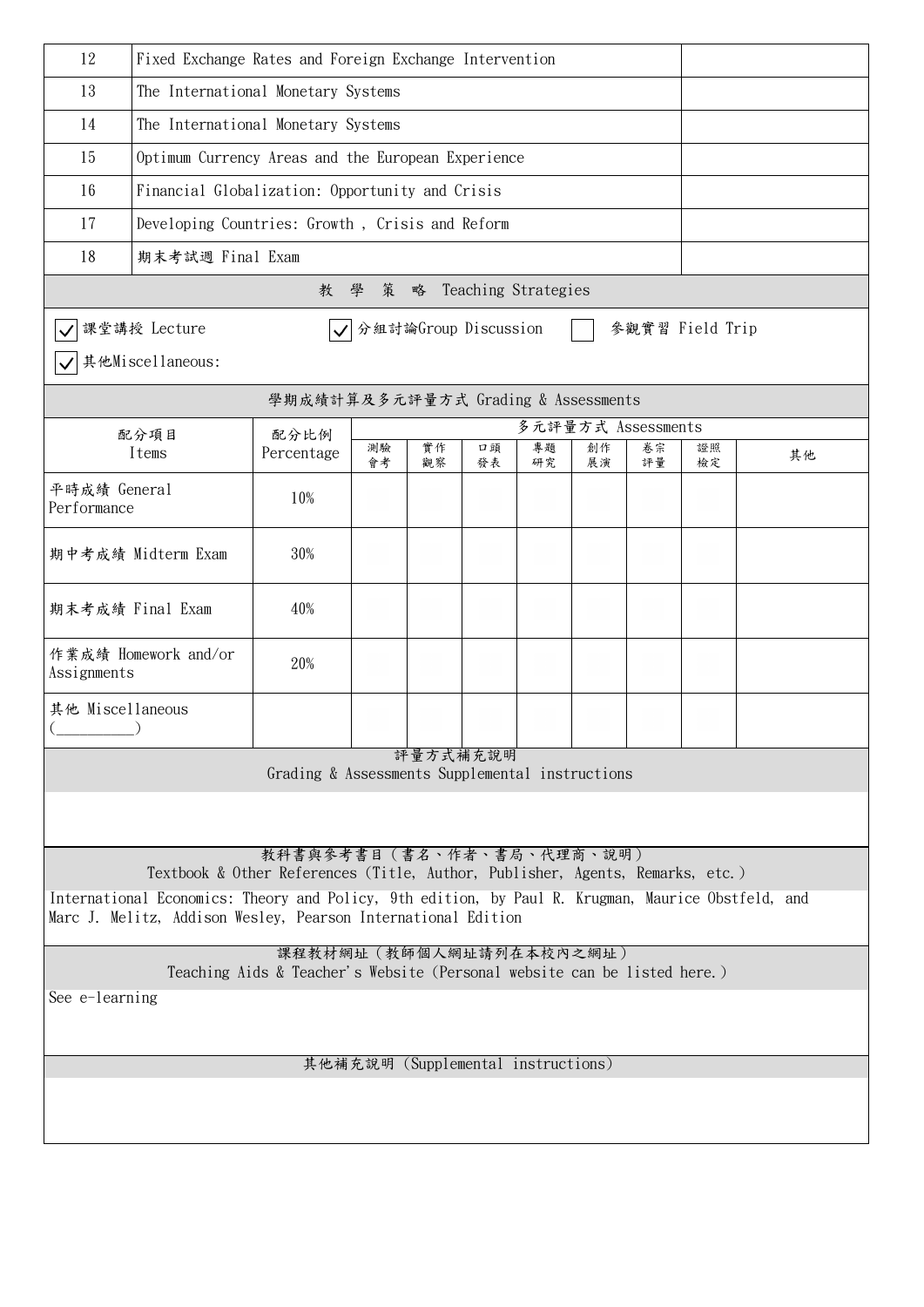| | | |
|---|---|---|
| 12 | Fixed Exchange Rates and Foreign Exchange Intervention | |
| 13 | The International Monetary Systems | |
| 14 | The International Monetary Systems | |
| 15 | Optimum Currency Areas and the European Experience | |
| 16 | Financial Globalization: Opportunity and Crisis | |
| 17 | Developing Countries: Growth , Crisis and Reform | |
| 18 | 期末考試週 Final Exam | |

## 教 學 策 略 Teaching Strategies

- [x] 課堂講授 Lecture
- [x] 分組討論Group Discussion
- [ ] 參觀實習 Field Trip
- [x] 其他Miscellaneous:

## 學期成績計算及多元評量方式 Grading & Assessments

| 配分項目 Items | 配分比例 Percentage | 多元評量方式 Assessments | | | | | | | |
|---|---|---|---|---|---|---|---|---|---|
| | | 測驗會考 | 實作觀察 | 口頭發表 | 專題研究 | 創作展演 | 卷宗評量 | 證照檢定 | 其他 |
| 平時成績 General Performance | 10% | | | | | | | | |
| 期中考成績 Midterm Exam | 30% | | | | | | | | |
| 期末考成績 Final Exam | 40% | | | | | | | | |
| 作業成績 Homework and/or Assignments | 20% | | | | | | | | |
| 其他 Miscellaneous (__________) | | | | | | | | | |

## 評量方式補充說明 Grading & Assessments Supplemental instructions

## 教科書與參考書目（書名、作者、書局、代理商、說明） Textbook & Other References (Title, Author, Publisher, Agents, Remarks, etc.)

International Economics: Theory and Policy, 9th edition, by Paul R. Krugman, Maurice Obstfeld, and Marc J. Melitz, Addison Wesley, Pearson International Edition

## 課程教材網址（教師個人網址請列在本校內之網址） Teaching Aids & Teacher's Website (Personal website can be listed here.)

See e-learning

## 其他補充說明 (Supplemental instructions)